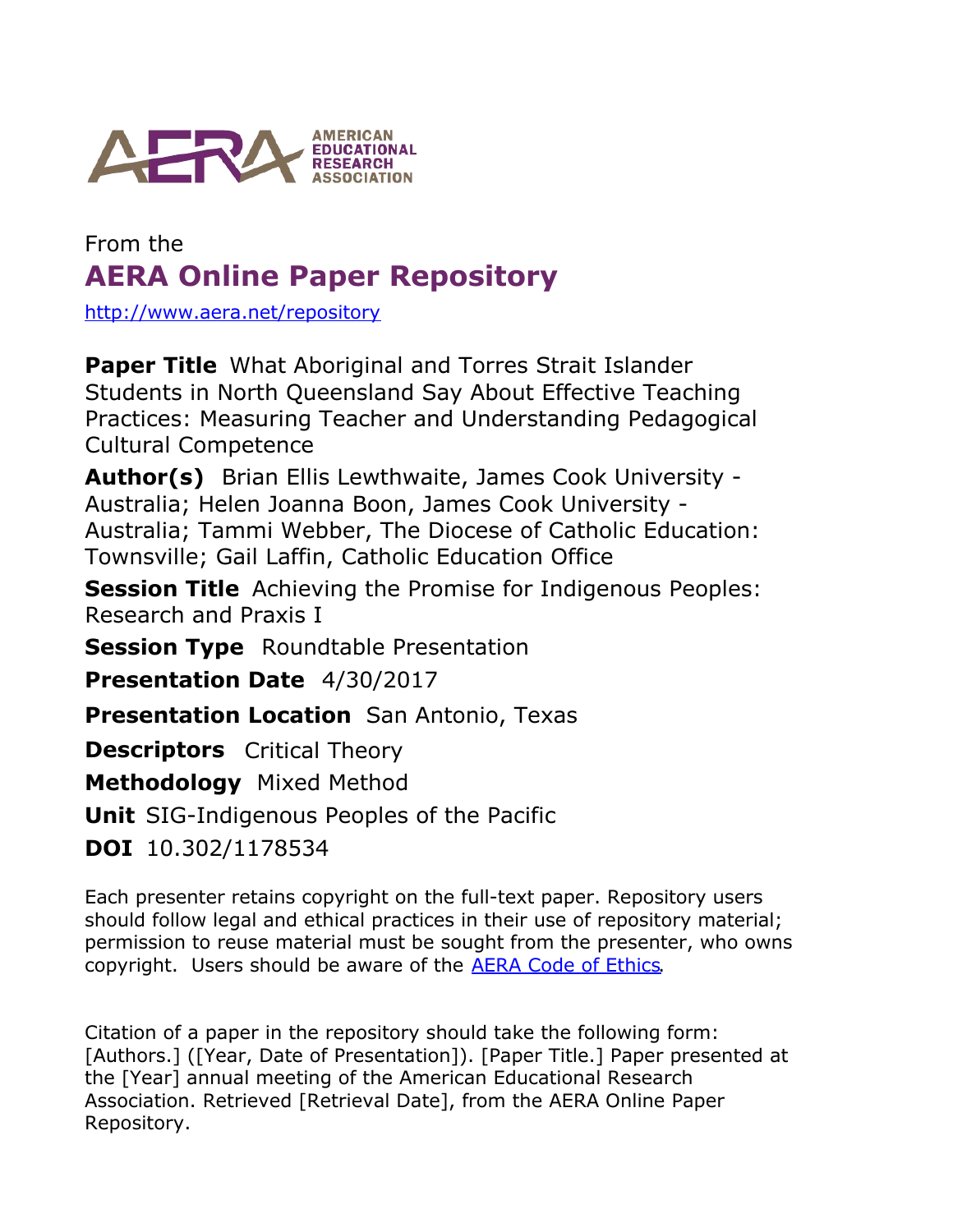AMERICAN EDUCATIONAL RESEARCH ASSOCIATION

From the

# AERA Online Paper Repository

http://www.aera.net/repository

**Paper Title** What Aboriginal and Torres Strait Islander Students in North Queensland Say About Effective Teaching Practices: Measuring Teacher and Understanding Pedagogical Cultural Competence

**Author(s)** Brian Ellis Lewthwaite, James Cook University - Australia; Helen Joanna Boon, James Cook University - Australia; Tammi Webber, The Diocese of Catholic Education: Townsville; Gail Laffin, Catholic Education Office

**Session Title** Achieving the Promise for Indigenous Peoples: Research and Praxis I

**Session Type** Roundtable Presentation

**Presentation Date** 4/30/2017

**Presentation Location** San Antonio, Texas

**Descriptors** Critical Theory

**Methodology** Mixed Method

**Unit** SIG-Indigenous Peoples of the Pacific

**DOI** 10.302/1178534

Each presenter retains copyright on the full-text paper. Repository users should follow legal and ethical practices in their use of repository material; permission to reuse material must be sought from the presenter, who owns copyright. Users should be aware of the AERA Code of Ethics.

Citation of a paper in the repository should take the following form: [Authors.] ([Year, Date of Presentation]). [Paper Title.] Paper presented at the [Year] annual meeting of the American Educational Research Association. Retrieved [Retrieval Date], from the AERA Online Paper Repository.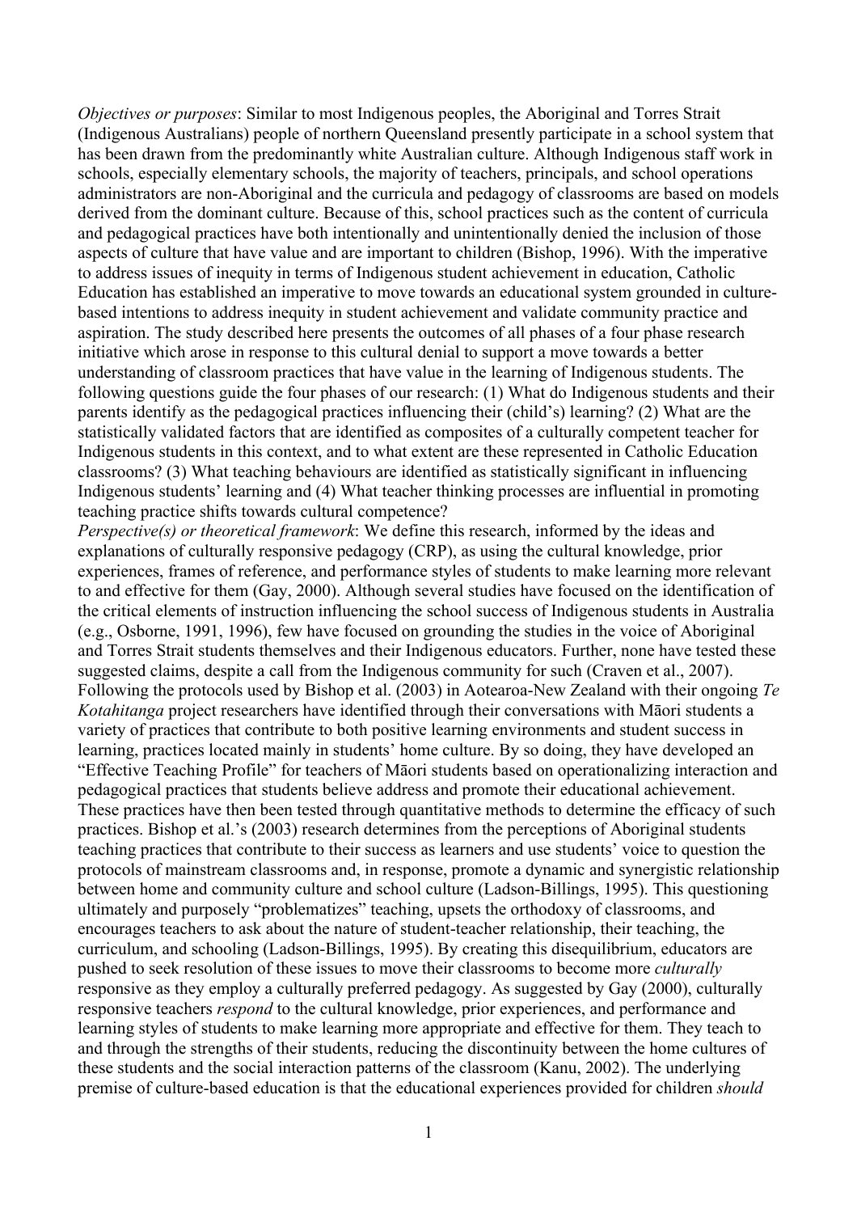*Objectives or purposes*: Similar to most Indigenous peoples, the Aboriginal and Torres Strait (Indigenous Australians) people of northern Queensland presently participate in a school system that has been drawn from the predominantly white Australian culture. Although Indigenous staff work in schools, especially elementary schools, the majority of teachers, principals, and school operations administrators are non-Aboriginal and the curricula and pedagogy of classrooms are based on models derived from the dominant culture. Because of this, school practices such as the content of curricula and pedagogical practices have both intentionally and unintentionally denied the inclusion of those aspects of culture that have value and are important to children (Bishop, 1996). With the imperative to address issues of inequity in terms of Indigenous student achievement in education, Catholic Education has established an imperative to move towards an educational system grounded in culture-based intentions to address inequity in student achievement and validate community practice and aspiration. The study described here presents the outcomes of all phases of a four phase research initiative which arose in response to this cultural denial to support a move towards a better understanding of classroom practices that have value in the learning of Indigenous students. The following questions guide the four phases of our research: (1) What do Indigenous students and their parents identify as the pedagogical practices influencing their (child's) learning? (2) What are the statistically validated factors that are identified as composites of a culturally competent teacher for Indigenous students in this context, and to what extent are these represented in Catholic Education classrooms? (3) What teaching behaviours are identified as statistically significant in influencing Indigenous students' learning and (4) What teacher thinking processes are influential in promoting teaching practice shifts towards cultural competence?

*Perspective(s) or theoretical framework*: We define this research, informed by the ideas and explanations of culturally responsive pedagogy (CRP), as using the cultural knowledge, prior experiences, frames of reference, and performance styles of students to make learning more relevant to and effective for them (Gay, 2000). Although several studies have focused on the identification of the critical elements of instruction influencing the school success of Indigenous students in Australia (e.g., Osborne, 1991, 1996), few have focused on grounding the studies in the voice of Aboriginal and Torres Strait students themselves and their Indigenous educators. Further, none have tested these suggested claims, despite a call from the Indigenous community for such (Craven et al., 2007). Following the protocols used by Bishop et al. (2003) in Aotearoa-New Zealand with their ongoing *Te Kotahitanga* project researchers have identified through their conversations with Māori students a variety of practices that contribute to both positive learning environments and student success in learning, practices located mainly in students' home culture. By so doing, they have developed an "Effective Teaching Profile" for teachers of Māori students based on operationalizing interaction and pedagogical practices that students believe address and promote their educational achievement. These practices have then been tested through quantitative methods to determine the efficacy of such practices. Bishop et al.'s (2003) research determines from the perceptions of Aboriginal students teaching practices that contribute to their success as learners and use students' voice to question the protocols of mainstream classrooms and, in response, promote a dynamic and synergistic relationship between home and community culture and school culture (Ladson-Billings, 1995). This questioning ultimately and purposely "problematizes" teaching, upsets the orthodoxy of classrooms, and encourages teachers to ask about the nature of student-teacher relationship, their teaching, the curriculum, and schooling (Ladson-Billings, 1995). By creating this disequilibrium, educators are pushed to seek resolution of these issues to move their classrooms to become more *culturally* responsive as they employ a culturally preferred pedagogy. As suggested by Gay (2000), culturally responsive teachers *respond* to the cultural knowledge, prior experiences, and performance and learning styles of students to make learning more appropriate and effective for them. They teach to and through the strengths of their students, reducing the discontinuity between the home cultures of these students and the social interaction patterns of the classroom (Kanu, 2002). The underlying premise of culture-based education is that the educational experiences provided for children *should*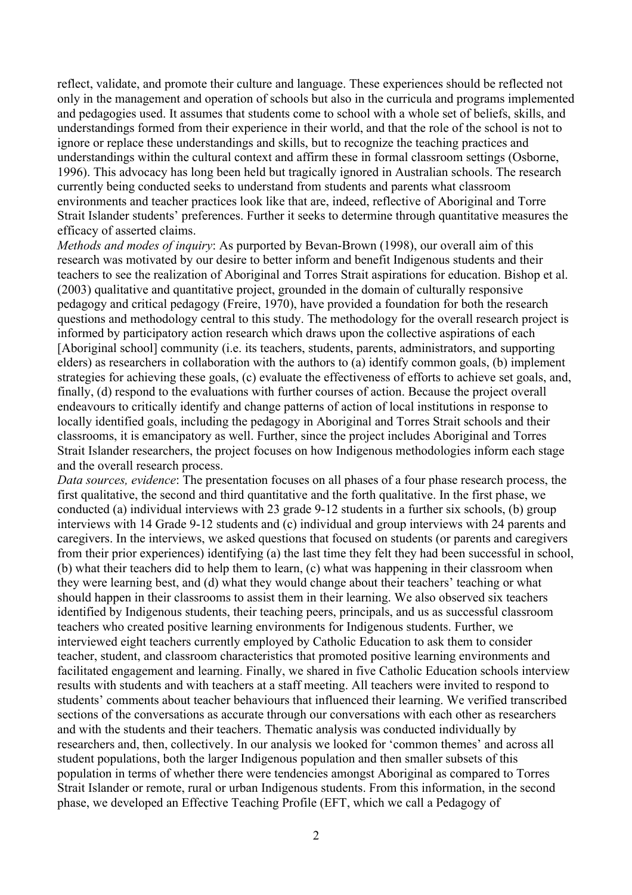reflect, validate, and promote their culture and language. These experiences should be reflected not only in the management and operation of schools but also in the curricula and programs implemented and pedagogies used. It assumes that students come to school with a whole set of beliefs, skills, and understandings formed from their experience in their world, and that the role of the school is not to ignore or replace these understandings and skills, but to recognize the teaching practices and understandings within the cultural context and affirm these in formal classroom settings (Osborne, 1996). This advocacy has long been held but tragically ignored in Australian schools. The research currently being conducted seeks to understand from students and parents what classroom environments and teacher practices look like that are, indeed, reflective of Aboriginal and Torre Strait Islander students' preferences. Further it seeks to determine through quantitative measures the efficacy of asserted claims.

*Methods and modes of inquiry*: As purported by Bevan-Brown (1998), our overall aim of this research was motivated by our desire to better inform and benefit Indigenous students and their teachers to see the realization of Aboriginal and Torres Strait aspirations for education. Bishop et al. (2003) qualitative and quantitative project, grounded in the domain of culturally responsive pedagogy and critical pedagogy (Freire, 1970), have provided a foundation for both the research questions and methodology central to this study. The methodology for the overall research project is informed by participatory action research which draws upon the collective aspirations of each [Aboriginal school] community (i.e. its teachers, students, parents, administrators, and supporting elders) as researchers in collaboration with the authors to (a) identify common goals, (b) implement strategies for achieving these goals, (c) evaluate the effectiveness of efforts to achieve set goals, and, finally, (d) respond to the evaluations with further courses of action. Because the project overall endeavours to critically identify and change patterns of action of local institutions in response to locally identified goals, including the pedagogy in Aboriginal and Torres Strait schools and their classrooms, it is emancipatory as well. Further, since the project includes Aboriginal and Torres Strait Islander researchers, the project focuses on how Indigenous methodologies inform each stage and the overall research process.

*Data sources, evidence*: The presentation focuses on all phases of a four phase research process, the first qualitative, the second and third quantitative and the forth qualitative. In the first phase, we conducted (a) individual interviews with 23 grade 9-12 students in a further six schools, (b) group interviews with 14 Grade 9-12 students and (c) individual and group interviews with 24 parents and caregivers. In the interviews, we asked questions that focused on students (or parents and caregivers from their prior experiences) identifying (a) the last time they felt they had been successful in school, (b) what their teachers did to help them to learn, (c) what was happening in their classroom when they were learning best, and (d) what they would change about their teachers' teaching or what should happen in their classrooms to assist them in their learning. We also observed six teachers identified by Indigenous students, their teaching peers, principals, and us as successful classroom teachers who created positive learning environments for Indigenous students. Further, we interviewed eight teachers currently employed by Catholic Education to ask them to consider teacher, student, and classroom characteristics that promoted positive learning environments and facilitated engagement and learning. Finally, we shared in five Catholic Education schools interview results with students and with teachers at a staff meeting. All teachers were invited to respond to students' comments about teacher behaviours that influenced their learning. We verified transcribed sections of the conversations as accurate through our conversations with each other as researchers and with the students and their teachers. Thematic analysis was conducted individually by researchers and, then, collectively. In our analysis we looked for 'common themes' and across all student populations, both the larger Indigenous population and then smaller subsets of this population in terms of whether there were tendencies amongst Aboriginal as compared to Torres Strait Islander or remote, rural or urban Indigenous students. From this information, in the second phase, we developed an Effective Teaching Profile (EFT, which we call a Pedagogy of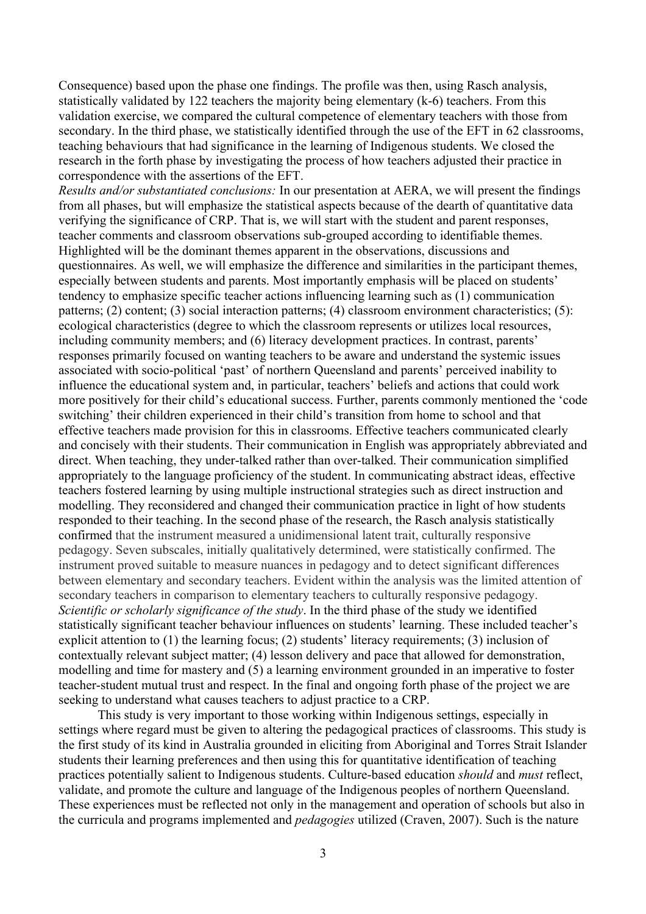Consequence) based upon the phase one findings. The profile was then, using Rasch analysis, statistically validated by 122 teachers the majority being elementary (k-6) teachers. From this validation exercise, we compared the cultural competence of elementary teachers with those from secondary. In the third phase, we statistically identified through the use of the EFT in 62 classrooms, teaching behaviours that had significance in the learning of Indigenous students. We closed the research in the forth phase by investigating the process of how teachers adjusted their practice in correspondence with the assertions of the EFT.

*Results and/or substantiated conclusions:* In our presentation at AERA, we will present the findings from all phases, but will emphasize the statistical aspects because of the dearth of quantitative data verifying the significance of CRP. That is, we will start with the student and parent responses, teacher comments and classroom observations sub-grouped according to identifiable themes. Highlighted will be the dominant themes apparent in the observations, discussions and questionnaires. As well, we will emphasize the difference and similarities in the participant themes, especially between students and parents. Most importantly emphasis will be placed on students' tendency to emphasize specific teacher actions influencing learning such as (1) communication patterns; (2) content; (3) social interaction patterns; (4) classroom environment characteristics; (5): ecological characteristics (degree to which the classroom represents or utilizes local resources, including community members; and (6) literacy development practices. In contrast, parents' responses primarily focused on wanting teachers to be aware and understand the systemic issues associated with socio-political 'past' of northern Queensland and parents' perceived inability to influence the educational system and, in particular, teachers' beliefs and actions that could work more positively for their child's educational success. Further, parents commonly mentioned the 'code switching' their children experienced in their child's transition from home to school and that effective teachers made provision for this in classrooms. Effective teachers communicated clearly and concisely with their students. Their communication in English was appropriately abbreviated and direct. When teaching, they under-talked rather than over-talked. Their communication simplified appropriately to the language proficiency of the student. In communicating abstract ideas, effective teachers fostered learning by using multiple instructional strategies such as direct instruction and modelling. They reconsidered and changed their communication practice in light of how students responded to their teaching. In the second phase of the research, the Rasch analysis statistically confirmed that the instrument measured a unidimensional latent trait, culturally responsive pedagogy. Seven subscales, initially qualitatively determined, were statistically confirmed. The instrument proved suitable to measure nuances in pedagogy and to detect significant differences between elementary and secondary teachers. Evident within the analysis was the limited attention of secondary teachers in comparison to elementary teachers to culturally responsive pedagogy.

*Scientific or scholarly significance of the study*. In the third phase of the study we identified statistically significant teacher behaviour influences on students' learning. These included teacher's explicit attention to (1) the learning focus; (2) students' literacy requirements; (3) inclusion of contextually relevant subject matter; (4) lesson delivery and pace that allowed for demonstration, modelling and time for mastery and (5) a learning environment grounded in an imperative to foster teacher-student mutual trust and respect. In the final and ongoing forth phase of the project we are seeking to understand what causes teachers to adjust practice to a CRP.

This study is very important to those working within Indigenous settings, especially in settings where regard must be given to altering the pedagogical practices of classrooms. This study is the first study of its kind in Australia grounded in eliciting from Aboriginal and Torres Strait Islander students their learning preferences and then using this for quantitative identification of teaching practices potentially salient to Indigenous students. Culture-based education *should* and *must* reflect, validate, and promote the culture and language of the Indigenous peoples of northern Queensland. These experiences must be reflected not only in the management and operation of schools but also in the curricula and programs implemented and *pedagogies* utilized (Craven, 2007). Such is the nature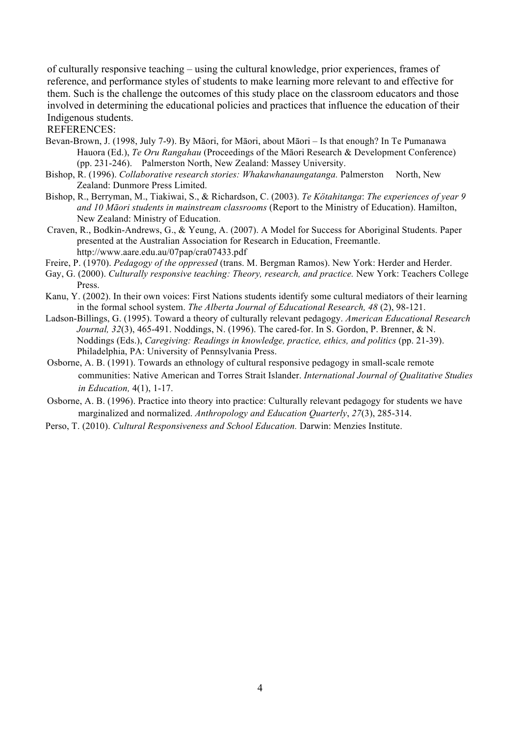of culturally responsive teaching – using the cultural knowledge, prior experiences, frames of reference, and performance styles of students to make learning more relevant to and effective for them. Such is the challenge the outcomes of this study place on the classroom educators and those involved in determining the educational policies and practices that influence the education of their Indigenous students.

REFERENCES:

Bevan-Brown, J. (1998, July 7-9). By Māori, for Māori, about Māori – Is that enough? In Te Pumanawa Hauora (Ed.), *Te Oru Rangahau* (Proceedings of the Māori Research & Development Conference) (pp. 231-246). Palmerston North, New Zealand: Massey University.

Bishop, R. (1996). *Collaborative research stories: Whakawhanaungatanga.* Palmerston North, New Zealand: Dunmore Press Limited.

Bishop, R., Berryman, M., Tiakiwai, S., & Richardson, C. (2003). *Te Kōtahitanga*: *The experiences of year 9 and 10 Māori students in mainstream classrooms* (Report to the Ministry of Education). Hamilton, New Zealand: Ministry of Education.

Craven, R., Bodkin-Andrews, G., & Yeung, A. (2007). A Model for Success for Aboriginal Students. Paper presented at the Australian Association for Research in Education, Freemantle. http://www.aare.edu.au/07pap/cra07433.pdf

Freire, P. (1970). *Pedagogy of the oppressed* (trans. M. Bergman Ramos). New York: Herder and Herder.

Gay, G. (2000). *Culturally responsive teaching: Theory, research, and practice.* New York: Teachers College Press.

Kanu, Y. (2002). In their own voices: First Nations students identify some cultural mediators of their learning in the formal school system. *The Alberta Journal of Educational Research, 48* (2), 98-121.

Ladson-Billings, G. (1995). Toward a theory of culturally relevant pedagogy. *American Educational Research Journal, 32*(3), 465-491. Noddings, N. (1996). The cared-for. In S. Gordon, P. Brenner, & N. Noddings (Eds.), *Caregiving: Readings in knowledge, practice, ethics, and politics* (pp. 21-39). Philadelphia, PA: University of Pennsylvania Press.

Osborne, A. B. (1991). Towards an ethnology of cultural responsive pedagogy in small-scale remote communities: Native American and Torres Strait Islander. *International Journal of Qualitative Studies in Education,* 4(1), 1-17.

Osborne, A. B. (1996). Practice into theory into practice: Culturally relevant pedagogy for students we have marginalized and normalized. *Anthropology and Education Quarterly*, *27*(3), 285-314.

Perso, T. (2010). *Cultural Responsiveness and School Education.* Darwin: Menzies Institute.